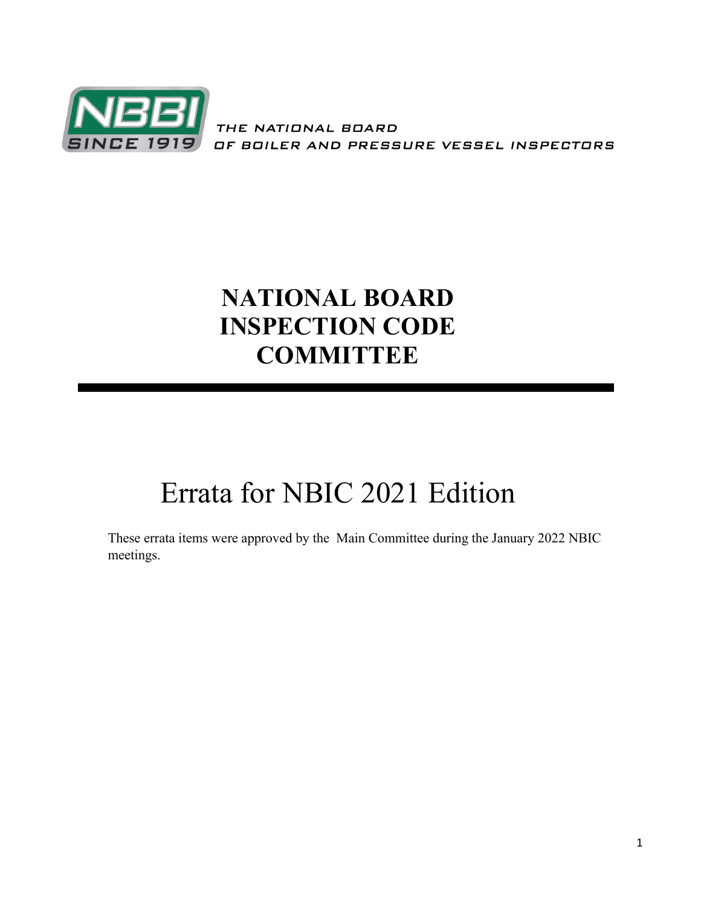NBBI SINCE 1919

THE NATIONAL BOARD OF BOILER AND PRESSURE VESSEL INSPECTORS

# NATIONAL BOARD INSPECTION CODE COMMITTEE

# Errata for NBIC 2021 Edition

These errata items were approved by the Main Committee during the January 2022 NBIC meetings.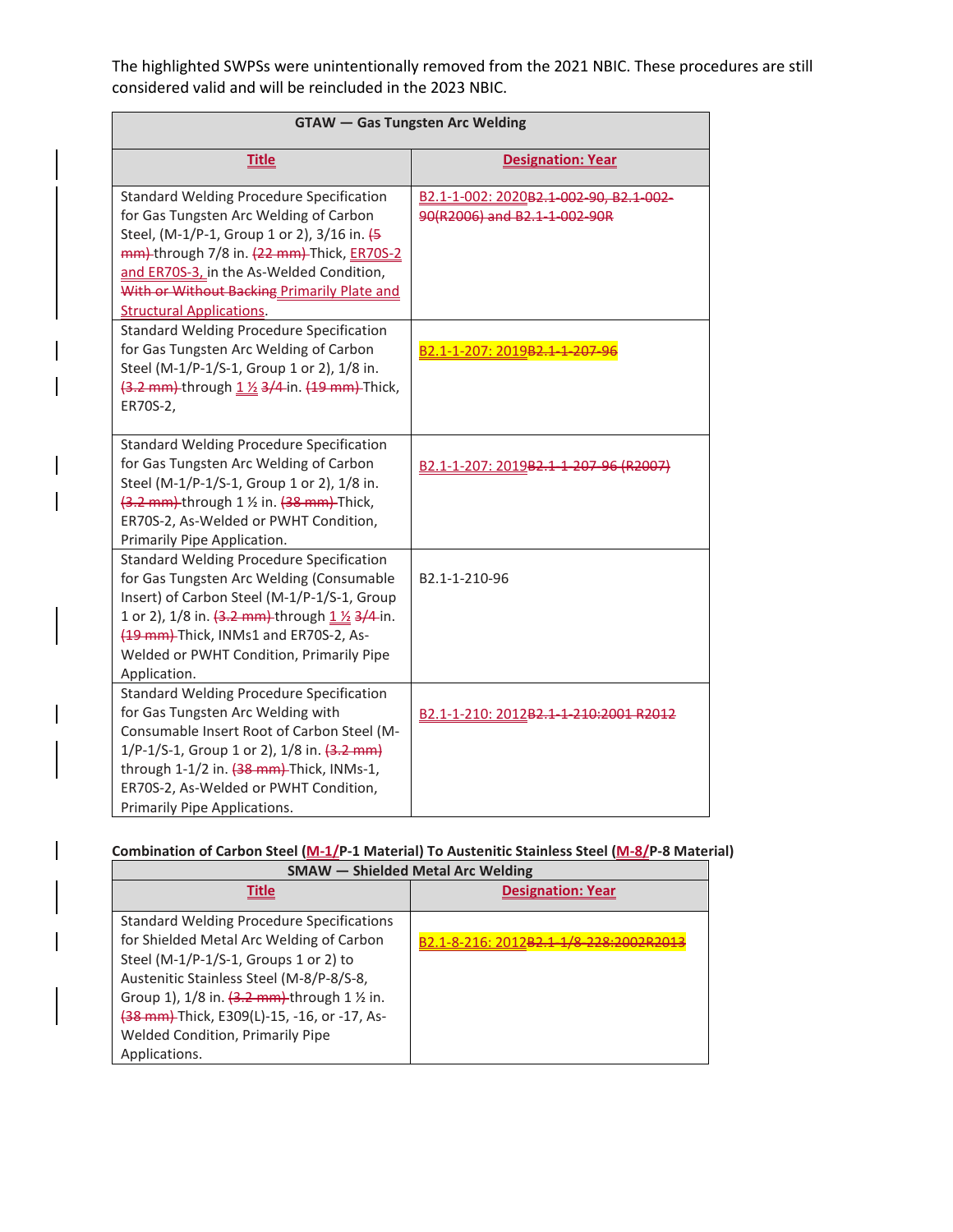The highlighted SWPSs were unintentionally removed from the 2021 NBIC. These procedures are still considered valid and will be reincluded in the 2023 NBIC.

| GTAW — Gas Tungsten Arc Welding | |
|---|---|
| Title | Designation: Year |
| Standard Welding Procedure Specification for Gas Tungsten Arc Welding of Carbon Steel, (M-1/P-1, Group 1 or 2), 3/16 in. ~~(5 mm)~~ through 7/8 in. ~~(22 mm)~~ Thick, ER70S-2 and ER70S-3, in the As-Welded Condition, ~~With or Without Backing~~ Primarily Plate and Structural Applications. | B2.1-1-002: 2020~~B2.1-002-90, B2.1-002-90(R2006) and B2.1-1-002-90R~~ |
| Standard Welding Procedure Specification for Gas Tungsten Arc Welding of Carbon Steel (M-1/P-1/S-1, Group 1 or 2), 1/8 in. ~~(3.2 mm)~~ through 1 ½ ~~3/4~~ in. ~~(19 mm)~~ Thick, ER70S-2, | B2.1-1-207: 2019~~B2.1-1-207-96~~ |
| Standard Welding Procedure Specification for Gas Tungsten Arc Welding of Carbon Steel (M-1/P-1/S-1, Group 1 or 2), 1/8 in. ~~(3.2 mm)~~ through 1 ½ in. ~~(38 mm)~~ Thick, ER70S-2, As-Welded or PWHT Condition, Primarily Pipe Application. | B2.1-1-207: 2019~~B2.1-1-207-96 (R2007)~~ |
| Standard Welding Procedure Specification for Gas Tungsten Arc Welding (Consumable Insert) of Carbon Steel (M-1/P-1/S-1, Group 1 or 2), 1/8 in. ~~(3.2 mm)~~ through 1 ½ ~~3/4~~ in. ~~(19 mm)~~ Thick, INMs1 and ER70S-2, As-Welded or PWHT Condition, Primarily Pipe Application. | B2.1-1-210-96 |
| Standard Welding Procedure Specification for Gas Tungsten Arc Welding with Consumable Insert Root of Carbon Steel (M-1/P-1/S-1, Group 1 or 2), 1/8 in. ~~(3.2 mm)~~ through 1-1/2 in. ~~(38 mm)~~ Thick, INMs-1, ER70S-2, As-Welded or PWHT Condition, Primarily Pipe Applications. | B2.1-1-210: 2012~~B2.1-1-210:2001 R2012~~ |

**Combination of Carbon Steel (M-1/P-1 Material) To Austenitic Stainless Steel (M-8/P-8 Material)**

| SMAW — Shielded Metal Arc Welding | |
|---|---|
| Title | Designation: Year |
| Standard Welding Procedure Specifications for Shielded Metal Arc Welding of Carbon Steel (M-1/P-1/S-1, Groups 1 or 2) to Austenitic Stainless Steel (M-8/P-8/S-8, Group 1), 1/8 in. ~~(3.2 mm)~~ through 1 ½ in. ~~(38 mm)~~ Thick, E309(L)-15, -16, or -17, As-Welded Condition, Primarily Pipe Applications. | B2.1-8-216: 2012~~B2.1-1/8-228:2002R2013~~ |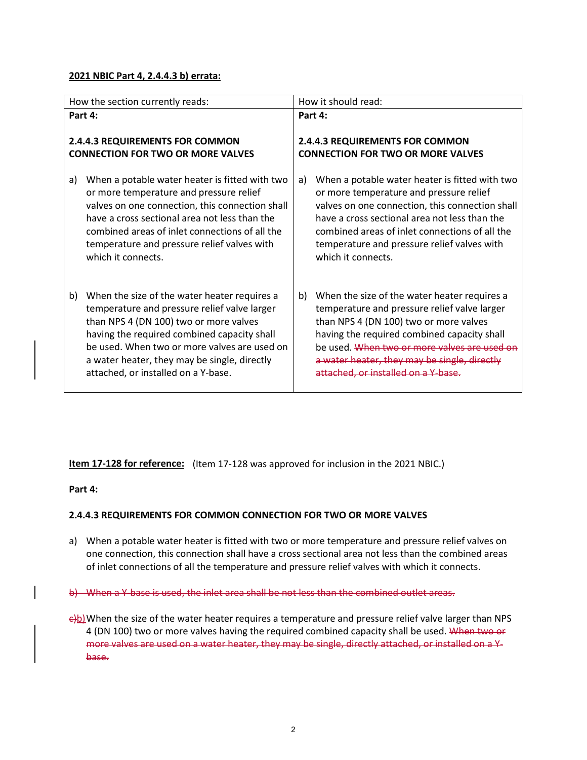**2021 NBIC Part 4, 2.4.4.3 b) errata:**

| How the section currently reads: | How it should read: |
|---|---|
| **Part 4:**<br><br>**2.4.4.3 REQUIREMENTS FOR COMMON CONNECTION FOR TWO OR MORE VALVES**<br><br>a) When a potable water heater is fitted with two or more temperature and pressure relief valves on one connection, this connection shall have a cross sectional area not less than the combined areas of inlet connections of all the temperature and pressure relief valves with which it connects.<br><br>b) When the size of the water heater requires a temperature and pressure relief valve larger than NPS 4 (DN 100) two or more valves having the required combined capacity shall be used. When two or more valves are used on a water heater, they may be single, directly attached, or installed on a Y-base. | **Part 4:**<br><br>**2.4.4.3 REQUIREMENTS FOR COMMON CONNECTION FOR TWO OR MORE VALVES**<br><br>a) When a potable water heater is fitted with two or more temperature and pressure relief valves on one connection, this connection shall have a cross sectional area not less than the combined areas of inlet connections of all the temperature and pressure relief valves with which it connects.<br><br>b) When the size of the water heater requires a temperature and pressure relief valve larger than NPS 4 (DN 100) two or more valves having the required combined capacity shall be used. ~~When two or more valves are used on a water heater, they may be single, directly attached, or installed on a Y-base.~~ |

**Item 17-128 for reference:** (Item 17-128 was approved for inclusion in the 2021 NBIC.)

**Part 4:**

**2.4.4.3 REQUIREMENTS FOR COMMON CONNECTION FOR TWO OR MORE VALVES**

a) When a potable water heater is fitted with two or more temperature and pressure relief valves on one connection, this connection shall have a cross sectional area not less than the combined areas of inlet connections of all the temperature and pressure relief valves with which it connects.

~~b) When a Y-base is used, the inlet area shall be not less than the combined outlet areas.~~

~~c)~~b) When the size of the water heater requires a temperature and pressure relief valve larger than NPS 4 (DN 100) two or more valves having the required combined capacity shall be used. ~~When two or more valves are used on a water heater, they may be single, directly attached, or installed on a Y-base.~~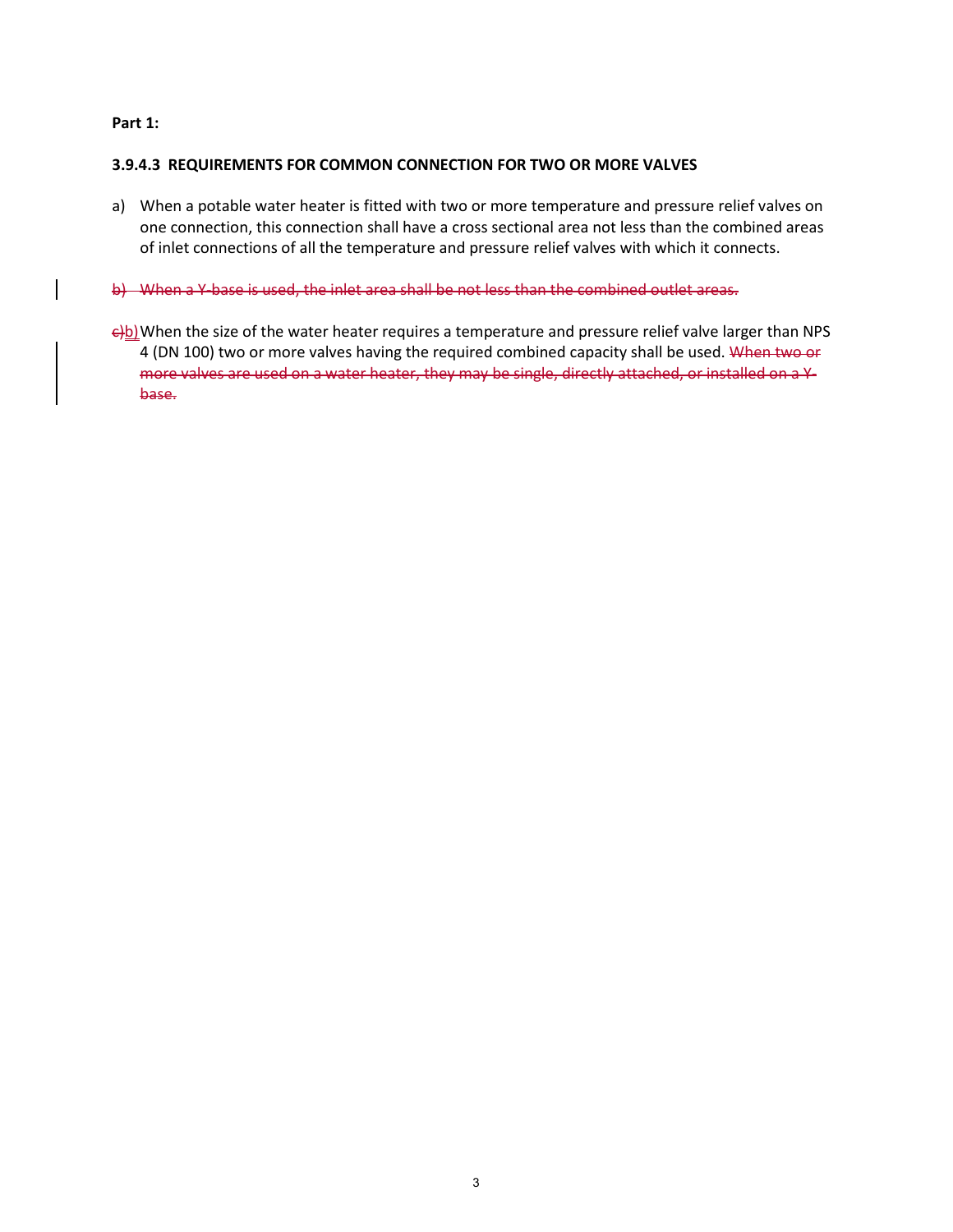**Part 1:**

**3.9.4.3 REQUIREMENTS FOR COMMON CONNECTION FOR TWO OR MORE VALVES**

a) When a potable water heater is fitted with two or more temperature and pressure relief valves on one connection, this connection shall have a cross sectional area not less than the combined areas of inlet connections of all the temperature and pressure relief valves with which it connects.

~~b) When a Y-base is used, the inlet area shall be not less than the combined outlet areas.~~

~~c)~~b) When the size of the water heater requires a temperature and pressure relief valve larger than NPS 4 (DN 100) two or more valves having the required combined capacity shall be used. ~~When two or more valves are used on a water heater, they may be single, directly attached, or installed on a Y-base.~~